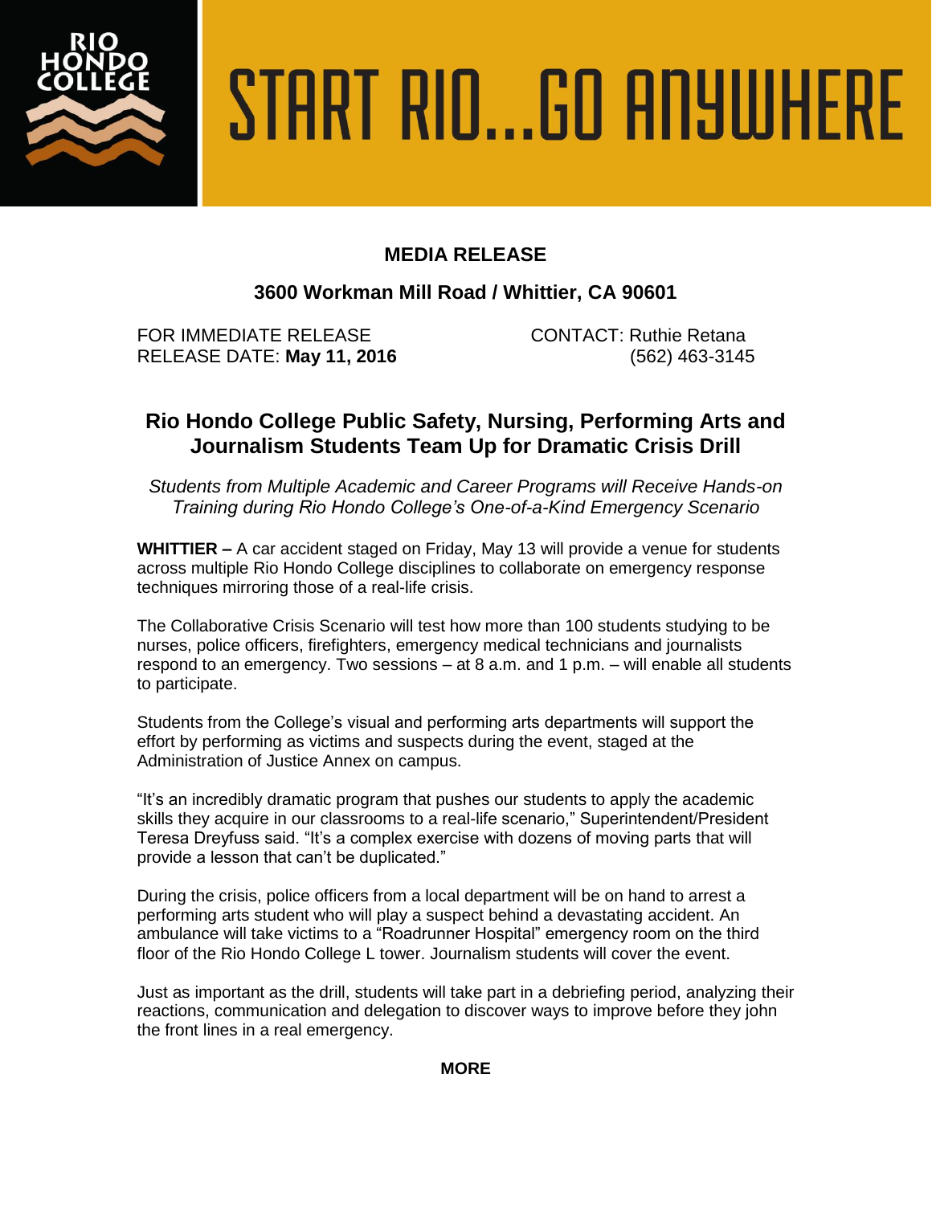RIO HONDO COLLEGE

# START RIO...GO ANYWHERE

**MEDIA RELEASE**

**3600 Workman Mill Road / Whittier, CA 90601**

FOR IMMEDIATE RELEASE
RELEASE DATE: **May 11, 2016**

CONTACT: Ruthie Retana
(562) 463-3145

## Rio Hondo College Public Safety, Nursing, Performing Arts and Journalism Students Team Up for Dramatic Crisis Drill

*Students from Multiple Academic and Career Programs will Receive Hands-on Training during Rio Hondo College's One-of-a-Kind Emergency Scenario*

**WHITTIER –** A car accident staged on Friday, May 13 will provide a venue for students across multiple Rio Hondo College disciplines to collaborate on emergency response techniques mirroring those of a real-life crisis.

The Collaborative Crisis Scenario will test how more than 100 students studying to be nurses, police officers, firefighters, emergency medical technicians and journalists respond to an emergency. Two sessions – at 8 a.m. and 1 p.m. – will enable all students to participate.

Students from the College's visual and performing arts departments will support the effort by performing as victims and suspects during the event, staged at the Administration of Justice Annex on campus.

"It's an incredibly dramatic program that pushes our students to apply the academic skills they acquire in our classrooms to a real-life scenario," Superintendent/President Teresa Dreyfuss said. "It's a complex exercise with dozens of moving parts that will provide a lesson that can't be duplicated."

During the crisis, police officers from a local department will be on hand to arrest a performing arts student who will play a suspect behind a devastating accident. An ambulance will take victims to a "Roadrunner Hospital" emergency room on the third floor of the Rio Hondo College L tower. Journalism students will cover the event.

Just as important as the drill, students will take part in a debriefing period, analyzing their reactions, communication and delegation to discover ways to improve before they john the front lines in a real emergency.

**MORE**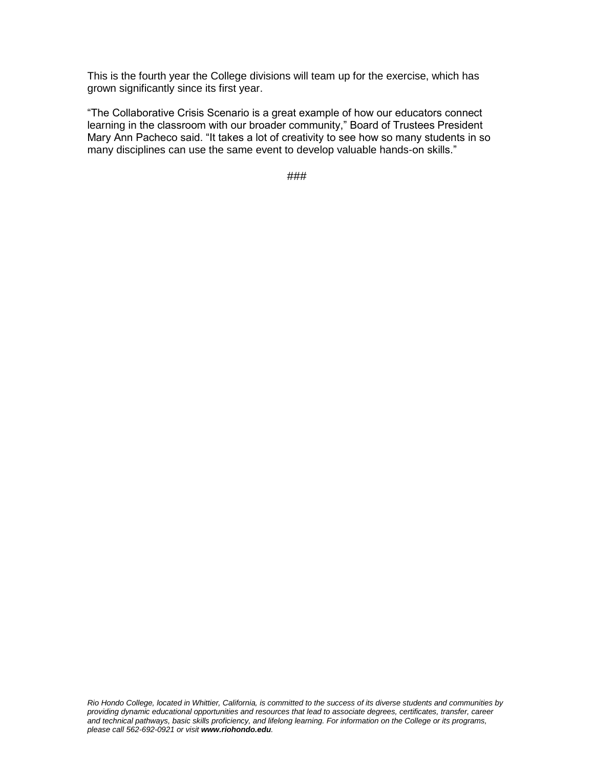This is the fourth year the College divisions will team up for the exercise, which has grown significantly since its first year.

"The Collaborative Crisis Scenario is a great example of how our educators connect learning in the classroom with our broader community," Board of Trustees President Mary Ann Pacheco said. "It takes a lot of creativity to see how so many students in so many disciplines can use the same event to develop valuable hands-on skills."

###

*Rio Hondo College, located in Whittier, California, is committed to the success of its diverse students and communities by providing dynamic educational opportunities and resources that lead to associate degrees, certificates, transfer, career and technical pathways, basic skills proficiency, and lifelong learning. For information on the College or its programs, please call 562-692-0921 or visit **www.riohondo.edu**.*